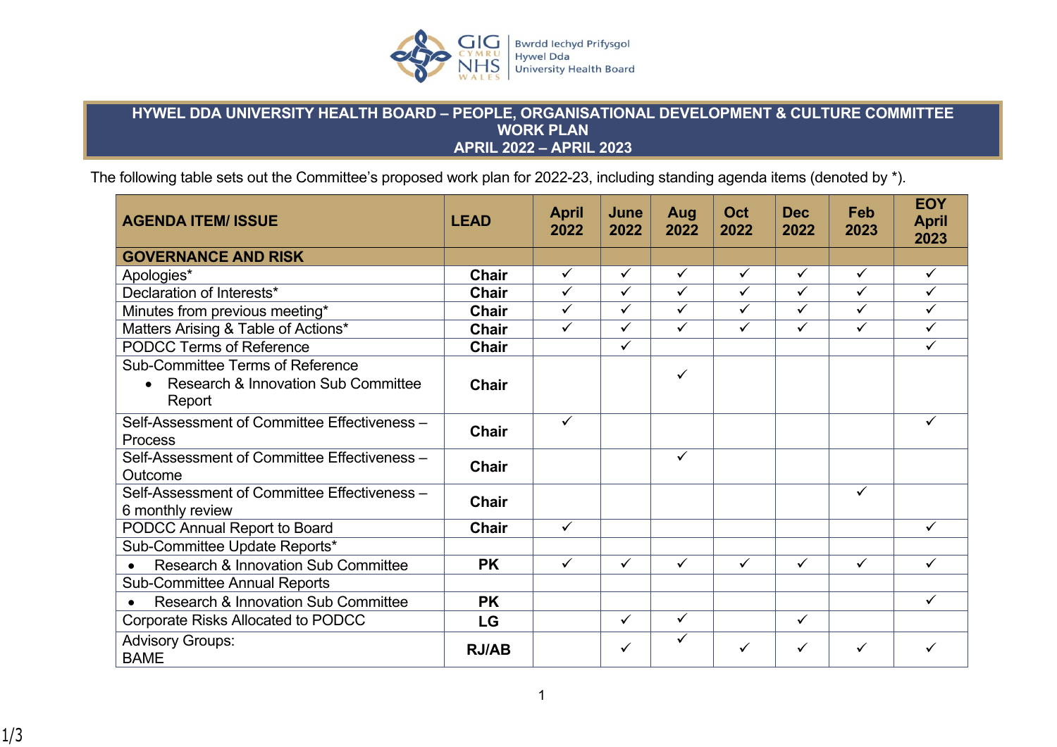# HYWEL DDA UNIVERSITY HEALTH BOARD – PEOPLE, ORGANISATIONAL DEVELOPMENT & CULTURE COMMITTEE WORK PLAN APRIL 2022 – APRIL 2023

The following table sets out the Committee's proposed work plan for 2022-23, including standing agenda items (denoted by *).

| AGENDA ITEM/ ISSUE | LEAD | April 2022 | June 2022 | Aug 2022 | Oct 2022 | Dec 2022 | Feb 2023 | EOY April 2023 |
|---|---|---|---|---|---|---|---|---|
| **GOVERNANCE AND RISK** | | | | | | | | |
| Apologies* | **Chair** | ✓ | ✓ | ✓ | ✓ | ✓ | ✓ | ✓ |
| Declaration of Interests* | **Chair** | ✓ | ✓ | ✓ | ✓ | ✓ | ✓ | ✓ |
| Minutes from previous meeting* | **Chair** | ✓ | ✓ | ✓ | ✓ | ✓ | ✓ | ✓ |
| Matters Arising & Table of Actions* | **Chair** | ✓ | ✓ | ✓ | ✓ | ✓ | ✓ | ✓ |
| PODCC Terms of Reference | **Chair** | | ✓ | | | | | ✓ |
| Sub-Committee Terms of Reference<br>• Research & Innovation Sub Committee Report | **Chair** | | | ✓ | | | | |
| Self-Assessment of Committee Effectiveness – Process | **Chair** | ✓ | | | | | | ✓ |
| Self-Assessment of Committee Effectiveness – Outcome | **Chair** | | | ✓ | | | | |
| Self-Assessment of Committee Effectiveness – 6 monthly review | **Chair** | | | | | | ✓ | |
| PODCC Annual Report to Board | **Chair** | ✓ | | | | | | ✓ |
| Sub-Committee Update Reports* | | | | | | | | |
| • Research & Innovation Sub Committee | **PK** | ✓ | ✓ | ✓ | ✓ | ✓ | ✓ | ✓ |
| Sub-Committee Annual Reports | | | | | | | | |
| • Research & Innovation Sub Committee | **PK** | | | | | | | ✓ |
| Corporate Risks Allocated to PODCC | **LG** | | ✓ | ✓ | | ✓ | | |
| Advisory Groups:<br>BAME | **RJ/AB** | | ✓ | ✓ | ✓ | ✓ | ✓ | ✓ |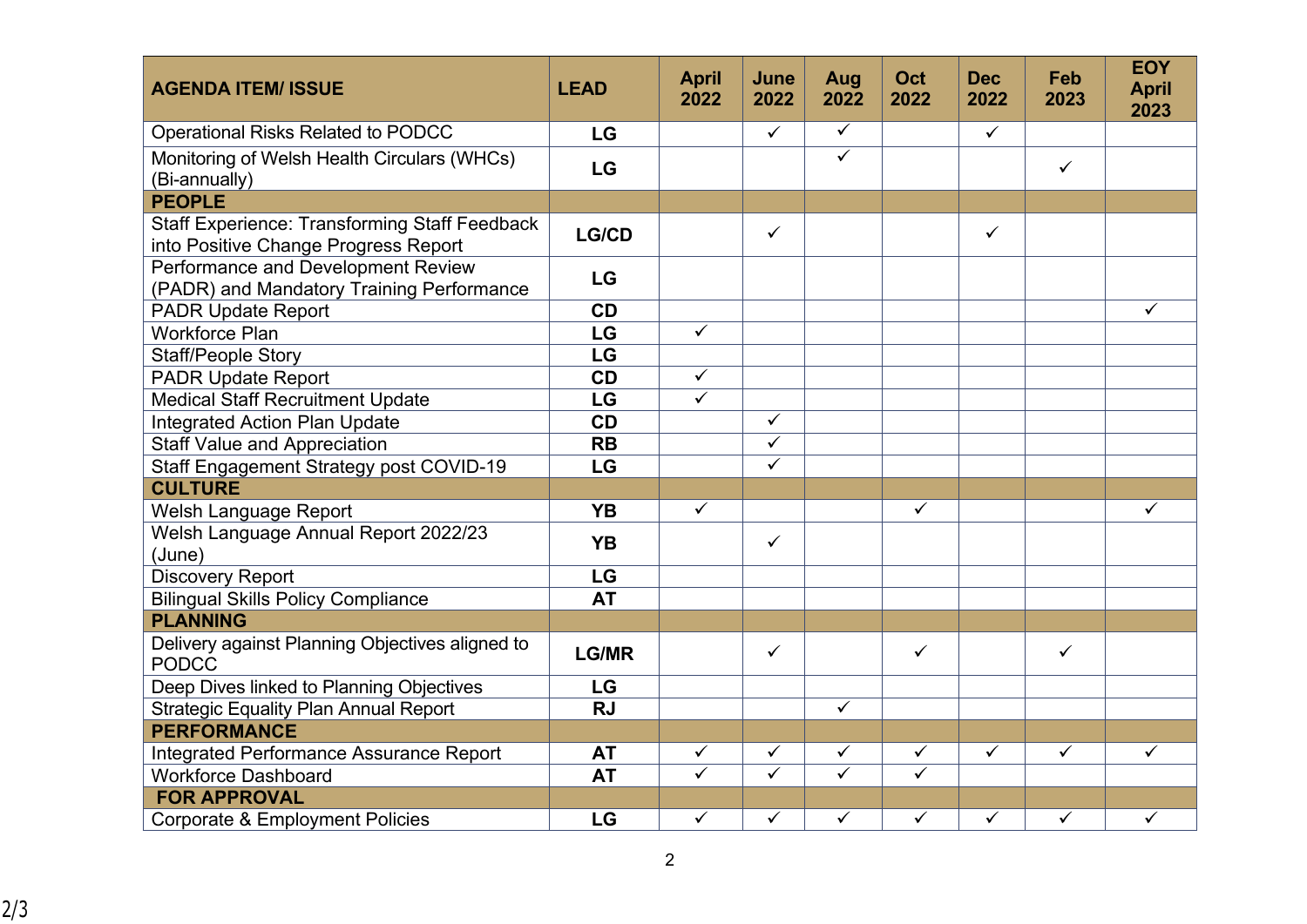| AGENDA ITEM/ ISSUE | LEAD | April 2022 | June 2022 | Aug 2022 | Oct 2022 | Dec 2022 | Feb 2023 | EOY April 2023 |
|---|---|---|---|---|---|---|---|---|
| Operational Risks Related to PODCC | LG | | ✓ | ✓ | | ✓ | | |
| Monitoring of Welsh Health Circulars (WHCs) (Bi-annually) | LG | | | ✓ | | | ✓ | |
| **PEOPLE** | | | | | | | | |
| Staff Experience: Transforming Staff Feedback into Positive Change Progress Report | LG/CD | | ✓ | | | ✓ | | |
| Performance and Development Review (PADR) and Mandatory Training Performance | LG | | | | | | | |
| PADR Update Report | CD | | | | | | | ✓ |
| Workforce Plan | LG | ✓ | | | | | | |
| Staff/People Story | LG | | | | | | | |
| PADR Update Report | CD | ✓ | | | | | | |
| Medical Staff Recruitment Update | LG | ✓ | | | | | | |
| Integrated Action Plan Update | CD | | ✓ | | | | | |
| Staff Value and Appreciation | RB | | ✓ | | | | | |
| Staff Engagement Strategy post COVID-19 | LG | | ✓ | | | | | |
| **CULTURE** | | | | | | | | |
| Welsh Language Report | YB | ✓ | | | ✓ | | | ✓ |
| Welsh Language Annual Report 2022/23 (June) | YB | | ✓ | | | | | |
| Discovery Report | LG | | | | | | | |
| Bilingual Skills Policy Compliance | AT | | | | | | | |
| **PLANNING** | | | | | | | | |
| Delivery against Planning Objectives aligned to PODCC | LG/MR | | ✓ | | ✓ | | ✓ | |
| Deep Dives linked to Planning Objectives | LG | | | | | | | |
| Strategic Equality Plan Annual Report | RJ | | | ✓ | | | | |
| **PERFORMANCE** | | | | | | | | |
| Integrated Performance Assurance Report | AT | ✓ | ✓ | ✓ | ✓ | ✓ | ✓ | ✓ |
| Workforce Dashboard | AT | ✓ | ✓ | ✓ | ✓ | | | |
| **FOR APPROVAL** | | | | | | | | |
| Corporate & Employment Policies | LG | ✓ | ✓ | ✓ | ✓ | ✓ | ✓ | ✓ |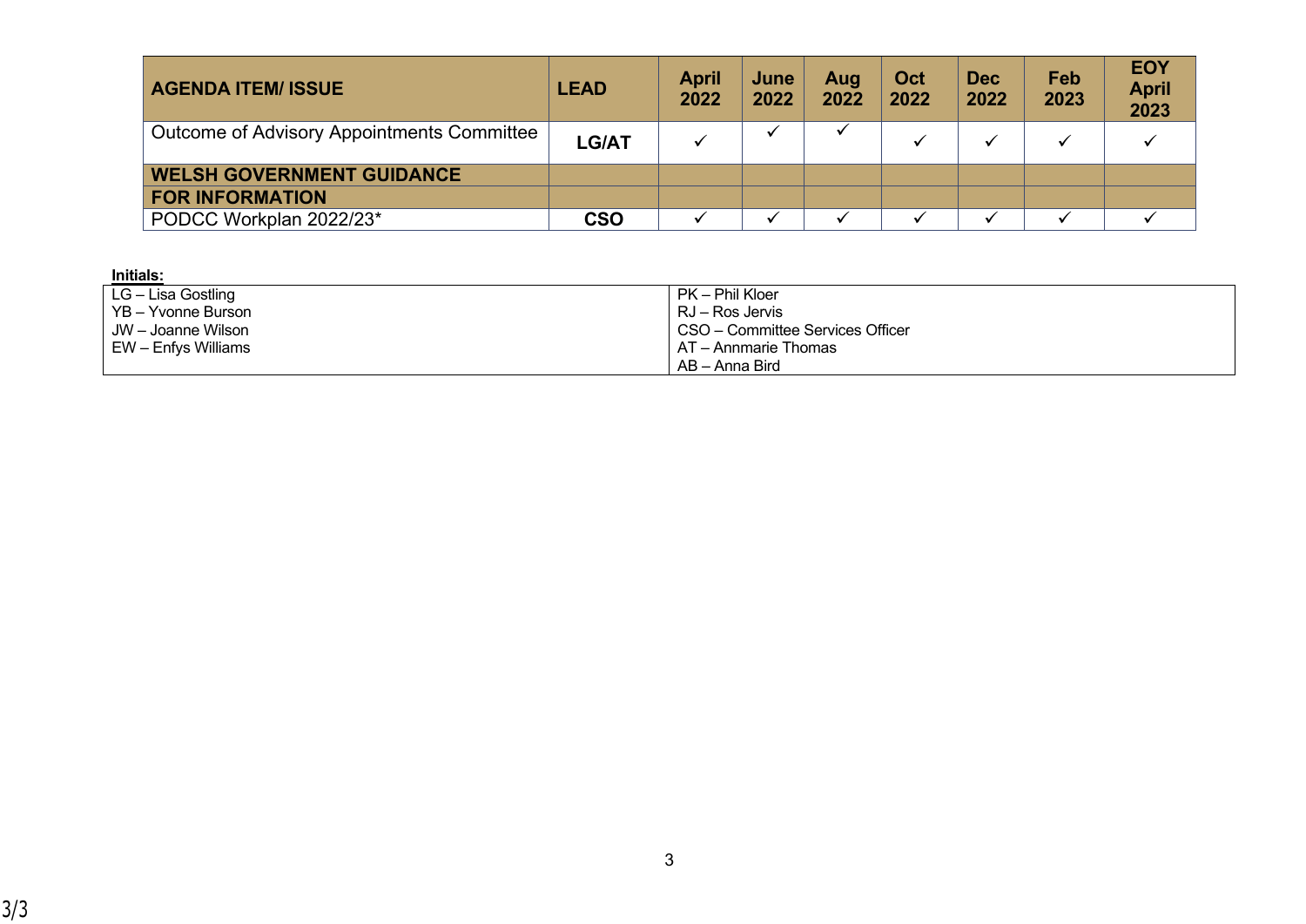| AGENDA ITEM/ ISSUE | LEAD | April 2022 | June 2022 | Aug 2022 | Oct 2022 | Dec 2022 | Feb 2023 | EOY April 2023 |
|---|---|---|---|---|---|---|---|---|
| Outcome of Advisory Appointments Committee | LG/AT | ✓ | ✓ | ✓ | ✓ | ✓ | ✓ | ✓ |
| **WELSH GOVERNMENT GUIDANCE** | | | | | | | | |
| **FOR INFORMATION** | | | | | | | | |
| PODCC Workplan 2022/23* | CSO | ✓ | ✓ | ✓ | ✓ | ✓ | ✓ | ✓ |

**Initials:**

| | |
|---|---|
| LG – Lisa Gostling<br>YB – Yvonne Burson<br>JW – Joanne Wilson<br>EW – Enfys Williams | PK – Phil Kloer<br>RJ – Ros Jervis<br>CSO – Committee Services Officer<br>AT – Annmarie Thomas<br>AB – Anna Bird |